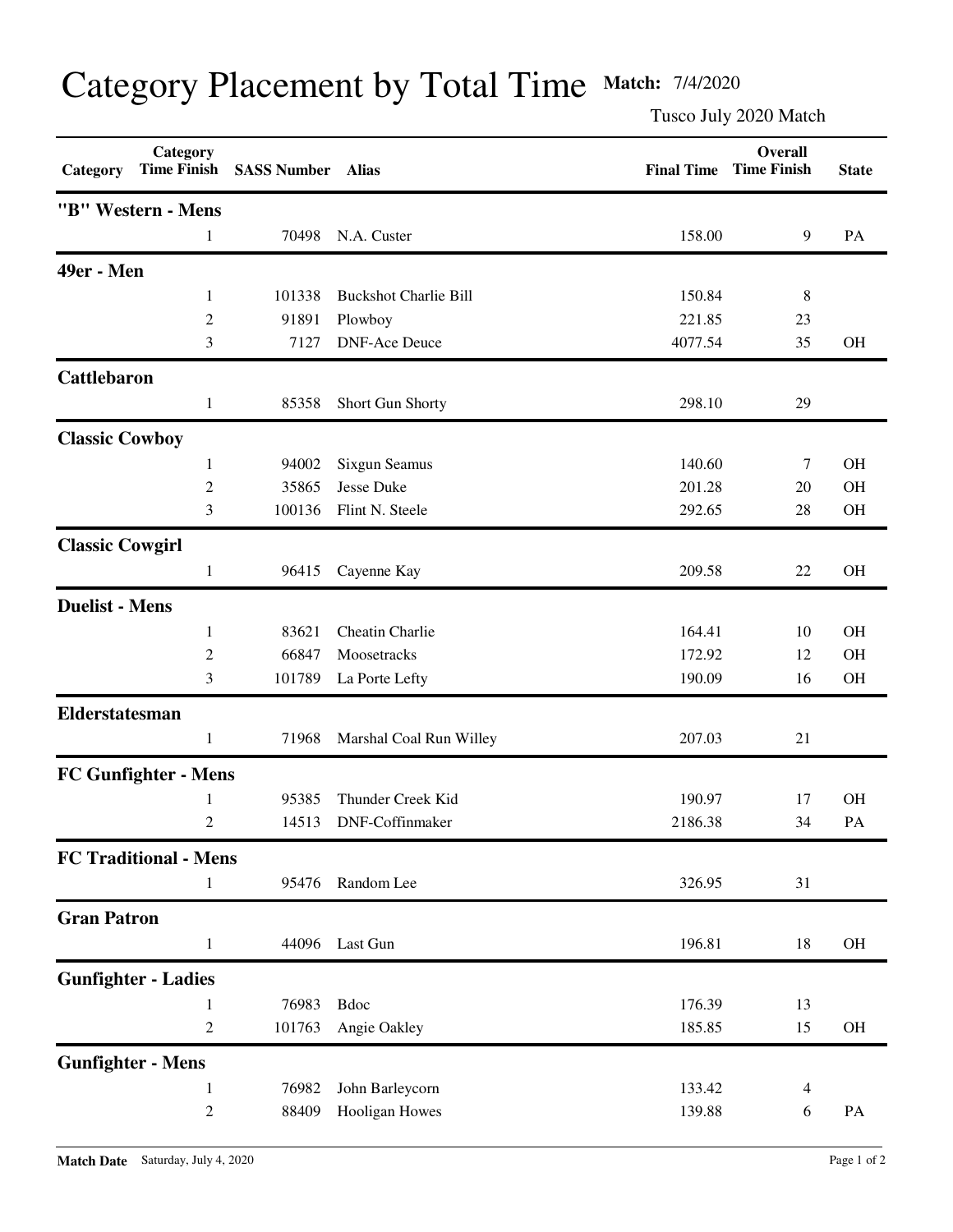# Category Placement by Total Time

**Match:** 7/4/2020

Tusco July 2020 Match

| Category | Category Time Finish | SASS Number | Alias | Final Time | Overall Time Finish | State |
|---|---|---|---|---|---|---|
| **"B" Western - Mens** | | | | | | |
| | 1 | 70498 | N.A. Custer | 158.00 | 9 | PA |
| **49er - Men** | | | | | | |
| | 1 | 101338 | Buckshot Charlie Bill | 150.84 | 8 | |
| | 2 | 91891 | Plowboy | 221.85 | 23 | |
| | 3 | 7127 | DNF-Ace Deuce | 4077.54 | 35 | OH |
| **Cattlebaron** | | | | | | |
| | 1 | 85358 | Short Gun Shorty | 298.10 | 29 | |
| **Classic Cowboy** | | | | | | |
| | 1 | 94002 | Sixgun Seamus | 140.60 | 7 | OH |
| | 2 | 35865 | Jesse Duke | 201.28 | 20 | OH |
| | 3 | 100136 | Flint N. Steele | 292.65 | 28 | OH |
| **Classic Cowgirl** | | | | | | |
| | 1 | 96415 | Cayenne Kay | 209.58 | 22 | OH |
| **Duelist - Mens** | | | | | | |
| | 1 | 83621 | Cheatin Charlie | 164.41 | 10 | OH |
| | 2 | 66847 | Moosetracks | 172.92 | 12 | OH |
| | 3 | 101789 | La Porte Lefty | 190.09 | 16 | OH |
| **Elderstatesman** | | | | | | |
| | 1 | 71968 | Marshal Coal Run Willey | 207.03 | 21 | |
| **FC Gunfighter - Mens** | | | | | | |
| | 1 | 95385 | Thunder Creek Kid | 190.97 | 17 | OH |
| | 2 | 14513 | DNF-Coffinmaker | 2186.38 | 34 | PA |
| **FC Traditional - Mens** | | | | | | |
| | 1 | 95476 | Random Lee | 326.95 | 31 | |
| **Gran Patron** | | | | | | |
| | 1 | 44096 | Last Gun | 196.81 | 18 | OH |
| **Gunfighter - Ladies** | | | | | | |
| | 1 | 76983 | Bdoc | 176.39 | 13 | |
| | 2 | 101763 | Angie Oakley | 185.85 | 15 | OH |
| **Gunfighter - Mens** | | | | | | |
| | 1 | 76982 | John Barleycorn | 133.42 | 4 | |
| | 2 | 88409 | Hooligan Howes | 139.88 | 6 | PA |

**Match Date** Saturday, July 4, 2020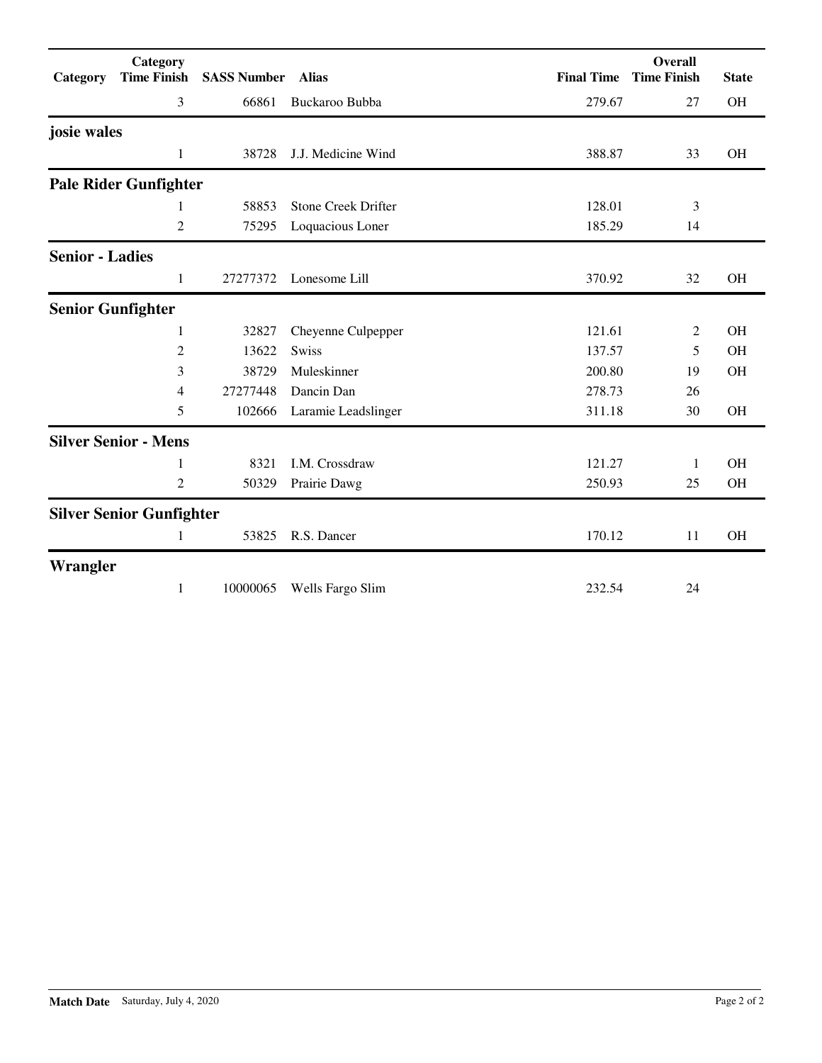| Category | Category Time Finish | SASS Number | Alias | Final Time | Overall Time Finish | State |
|---|---|---|---|---|---|---|
| | 3 | 66861 | Buckaroo Bubba | 279.67 | 27 | OH |
| **josie wales** | | | | | | |
| | 1 | 38728 | J.J. Medicine Wind | 388.87 | 33 | OH |
| **Pale Rider Gunfighter** | | | | | | |
| | 1 | 58853 | Stone Creek Drifter | 128.01 | 3 | |
| | 2 | 75295 | Loquacious Loner | 185.29 | 14 | |
| **Senior - Ladies** | | | | | | |
| | 1 | 27277372 | Lonesome Lill | 370.92 | 32 | OH |
| **Senior Gunfighter** | | | | | | |
| | 1 | 32827 | Cheyenne Culpepper | 121.61 | 2 | OH |
| | 2 | 13622 | Swiss | 137.57 | 5 | OH |
| | 3 | 38729 | Muleskinner | 200.80 | 19 | OH |
| | 4 | 27277448 | Dancin Dan | 278.73 | 26 | |
| | 5 | 102666 | Laramie Leadslinger | 311.18 | 30 | OH |
| **Silver Senior - Mens** | | | | | | |
| | 1 | 8321 | I.M. Crossdraw | 121.27 | 1 | OH |
| | 2 | 50329 | Prairie Dawg | 250.93 | 25 | OH |
| **Silver Senior Gunfighter** | | | | | | |
| | 1 | 53825 | R.S. Dancer | 170.12 | 11 | OH |
| **Wrangler** | | | | | | |
| | 1 | 10000065 | Wells Fargo Slim | 232.54 | 24 | |

**Match Date** Saturday, July 4, 2020